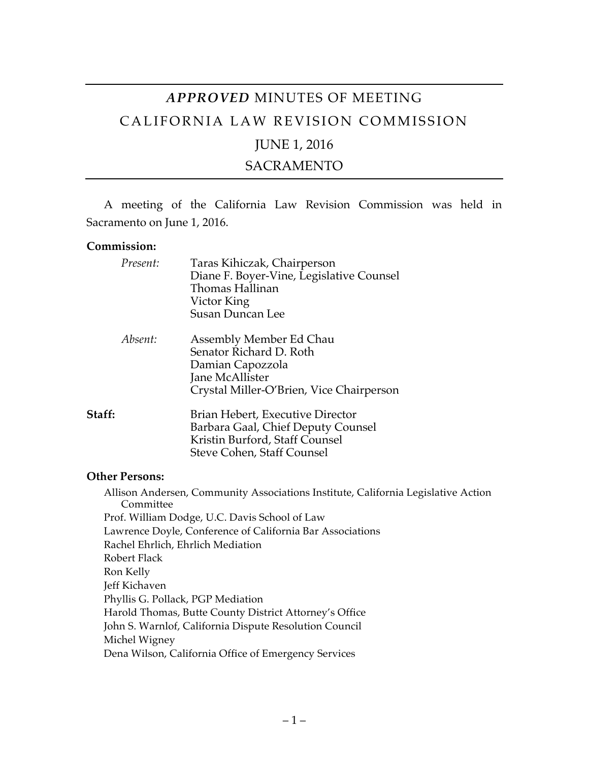# *APPROVED* MINUTES OF MEETING

# CALIFORNIA LAW REVISION COMMISSION

## JUNE 1, 2016

## SACRAMENTO

A meeting of the California Law Revision Commission was held in Sacramento on June 1, 2016.

**Commission:**

*Present:*
- Taras Kihiczak, Chairperson
- Diane F. Boyer-Vine, Legislative Counsel
- Thomas Hallinan
- Victor King
- Susan Duncan Lee

*Absent:*
- Assembly Member Ed Chau
- Senator Richard D. Roth
- Damian Capozzola
- Jane McAllister
- Crystal Miller-O'Brien, Vice Chairperson

**Staff:**
- Brian Hebert, Executive Director
- Barbara Gaal, Chief Deputy Counsel
- Kristin Burford, Staff Counsel
- Steve Cohen, Staff Counsel

**Other Persons:**

- Allison Andersen, Community Associations Institute, California Legislative Action Committee
- Prof. William Dodge, U.C. Davis School of Law
- Lawrence Doyle, Conference of California Bar Associations
- Rachel Ehrlich, Ehrlich Mediation
- Robert Flack
- Ron Kelly
- Jeff Kichaven
- Phyllis G. Pollack, PGP Mediation
- Harold Thomas, Butte County District Attorney's Office
- John S. Warnlof, California Dispute Resolution Council
- Michel Wigney
- Dena Wilson, California Office of Emergency Services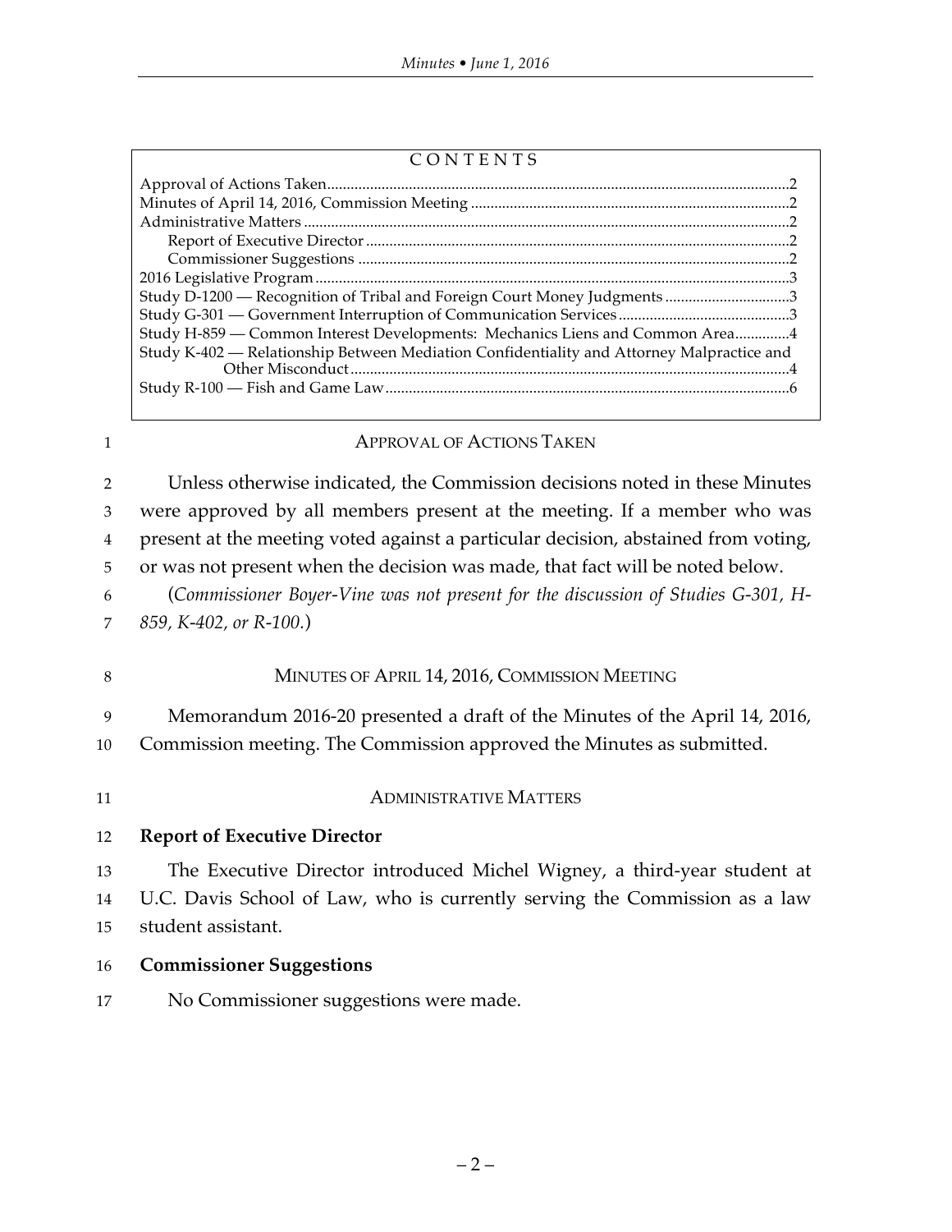CONTENTS

Approval of Actions Taken....................................................................2
Minutes of April 14, 2016, Commission Meeting ....................................2
Administrative Matters ..........................................................................2
Report of Executive Director ..............................................................2
Commissioner Suggestions .................................................................2
2016 Legislative Program.......................................................................3
Study D-1200 — Recognition of Tribal and Foreign Court Money Judgments ................3
Study G-301 — Government Interruption of Communication Services .........................3
Study H-859 — Common Interest Developments: Mechanics Liens and Common Area.............4
Study K-402 — Relationship Between Mediation Confidentiality and Attorney Malpractice and Other Misconduct .....................................................................4
Study R-100 — Fish and Game Law.........................................................6

## APPROVAL OF ACTIONS TAKEN

Unless otherwise indicated, the Commission decisions noted in these Minutes were approved by all members present at the meeting. If a member who was present at the meeting voted against a particular decision, abstained from voting, or was not present when the decision was made, that fact will be noted below.

(*Commissioner Boyer-Vine was not present for the discussion of Studies G-301, H-859, K-402, or R-100.*)

## MINUTES OF APRIL 14, 2016, COMMISSION MEETING

Memorandum 2016-20 presented a draft of the Minutes of the April 14, 2016, Commission meeting. The Commission approved the Minutes as submitted.

## ADMINISTRATIVE MATTERS

### Report of Executive Director

The Executive Director introduced Michel Wigney, a third-year student at U.C. Davis School of Law, who is currently serving the Commission as a law student assistant.

### Commissioner Suggestions

No Commissioner suggestions were made.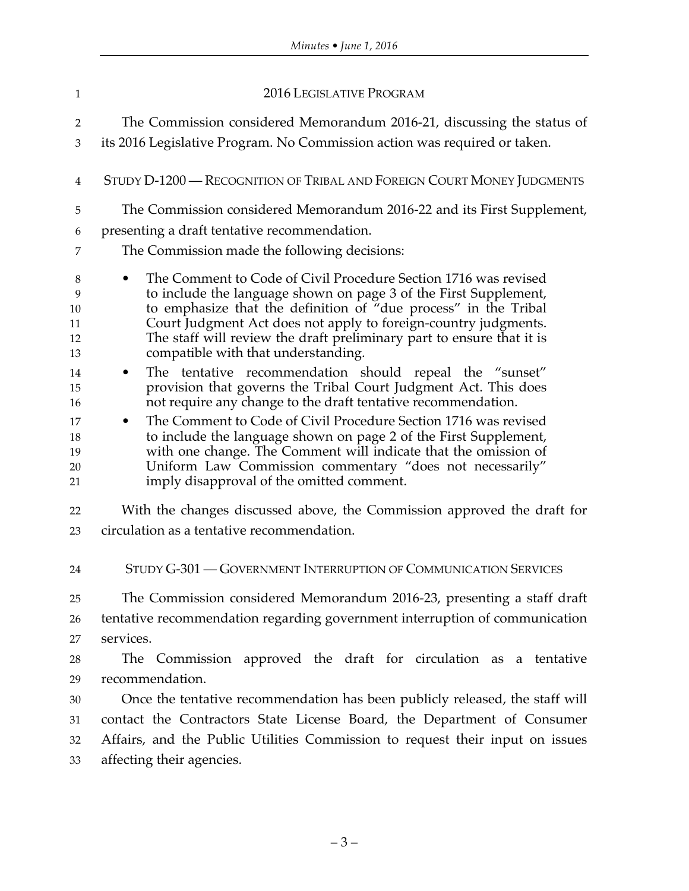## 2016 LEGISLATIVE PROGRAM

The Commission considered Memorandum 2016-21, discussing the status of its 2016 Legislative Program. No Commission action was required or taken.

## STUDY D-1200 — RECOGNITION OF TRIBAL AND FOREIGN COURT MONEY JUDGMENTS

The Commission considered Memorandum 2016-22 and its First Supplement, presenting a draft tentative recommendation.

The Commission made the following decisions:

- The Comment to Code of Civil Procedure Section 1716 was revised to include the language shown on page 3 of the First Supplement, to emphasize that the definition of "due process" in the Tribal Court Judgment Act does not apply to foreign-country judgments. The staff will review the draft preliminary part to ensure that it is compatible with that understanding.
- The tentative recommendation should repeal the "sunset" provision that governs the Tribal Court Judgment Act. This does not require any change to the draft tentative recommendation.
- The Comment to Code of Civil Procedure Section 1716 was revised to include the language shown on page 2 of the First Supplement, with one change. The Comment will indicate that the omission of Uniform Law Commission commentary "does not necessarily" imply disapproval of the omitted comment.

With the changes discussed above, the Commission approved the draft for circulation as a tentative recommendation.

## STUDY G-301 — GOVERNMENT INTERRUPTION OF COMMUNICATION SERVICES

The Commission considered Memorandum 2016-23, presenting a staff draft tentative recommendation regarding government interruption of communication services.

The Commission approved the draft for circulation as a tentative recommendation.

Once the tentative recommendation has been publicly released, the staff will contact the Contractors State License Board, the Department of Consumer Affairs, and the Public Utilities Commission to request their input on issues affecting their agencies.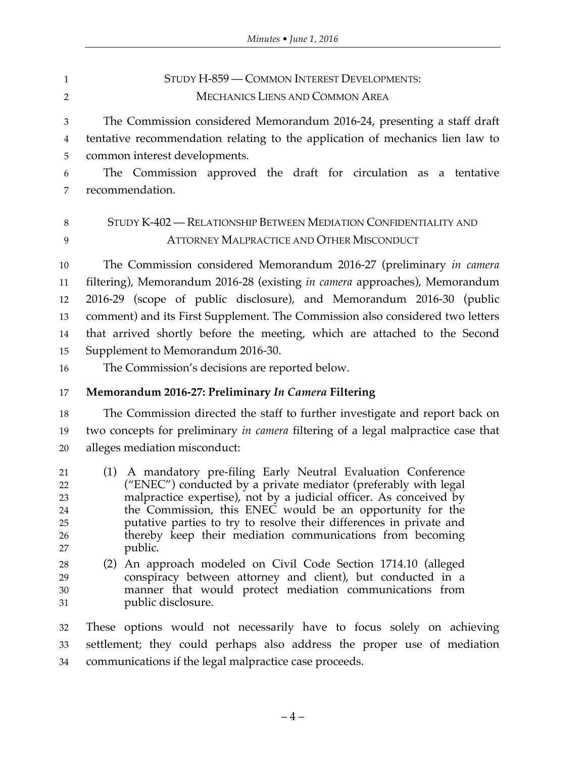## STUDY H-859 — COMMON INTEREST DEVELOPMENTS: MECHANICS LIENS AND COMMON AREA

The Commission considered Memorandum 2016-24, presenting a staff draft tentative recommendation relating to the application of mechanics lien law to common interest developments.

The Commission approved the draft for circulation as a tentative recommendation.

## STUDY K-402 — RELATIONSHIP BETWEEN MEDIATION CONFIDENTIALITY AND ATTORNEY MALPRACTICE AND OTHER MISCONDUCT

The Commission considered Memorandum 2016-27 (preliminary *in camera* filtering), Memorandum 2016-28 (existing *in camera* approaches), Memorandum 2016-29 (scope of public disclosure), and Memorandum 2016-30 (public comment) and its First Supplement. The Commission also considered two letters that arrived shortly before the meeting, which are attached to the Second Supplement to Memorandum 2016-30.

The Commission's decisions are reported below.

### Memorandum 2016-27: Preliminary *In Camera* Filtering

The Commission directed the staff to further investigate and report back on two concepts for preliminary *in camera* filtering of a legal malpractice case that alleges mediation misconduct:

(1) A mandatory pre-filing Early Neutral Evaluation Conference ("ENEC") conducted by a private mediator (preferably with legal malpractice expertise), not by a judicial officer. As conceived by the Commission, this ENEC would be an opportunity for the putative parties to try to resolve their differences in private and thereby keep their mediation communications from becoming public.

(2) An approach modeled on Civil Code Section 1714.10 (alleged conspiracy between attorney and client), but conducted in a manner that would protect mediation communications from public disclosure.

These options would not necessarily have to focus solely on achieving settlement; they could perhaps also address the proper use of mediation communications if the legal malpractice case proceeds.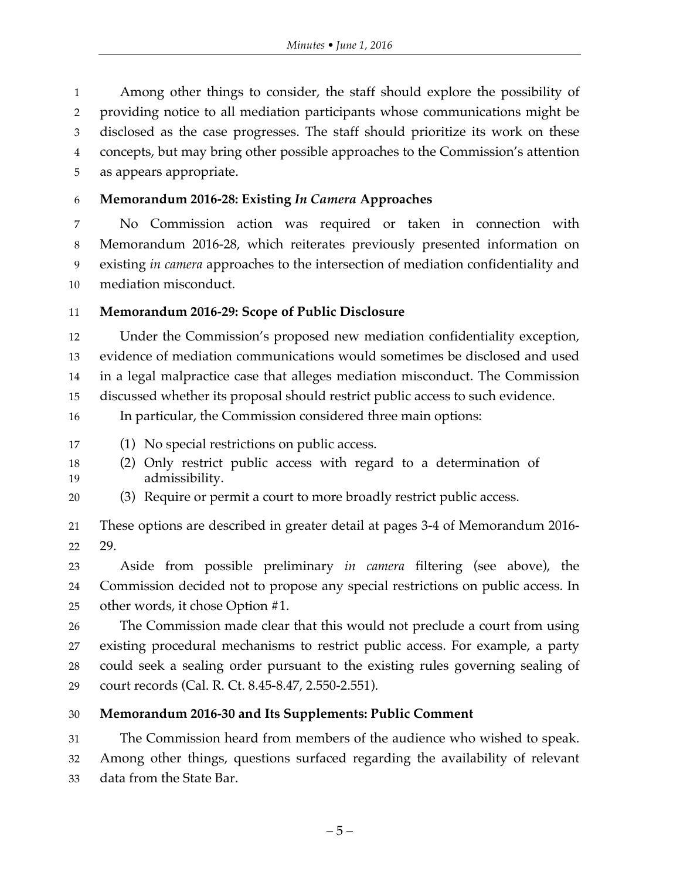Among other things to consider, the staff should explore the possibility of providing notice to all mediation participants whose communications might be disclosed as the case progresses. The staff should prioritize its work on these concepts, but may bring other possible approaches to the Commission's attention as appears appropriate.

**Memorandum 2016-28: Existing *In Camera* Approaches**

No Commission action was required or taken in connection with Memorandum 2016-28, which reiterates previously presented information on existing *in camera* approaches to the intersection of mediation confidentiality and mediation misconduct.

**Memorandum 2016-29: Scope of Public Disclosure**

Under the Commission's proposed new mediation confidentiality exception, evidence of mediation communications would sometimes be disclosed and used in a legal malpractice case that alleges mediation misconduct. The Commission discussed whether its proposal should restrict public access to such evidence.

In particular, the Commission considered three main options:

(1) No special restrictions on public access.
(2) Only restrict public access with regard to a determination of admissibility.
(3) Require or permit a court to more broadly restrict public access.

These options are described in greater detail at pages 3-4 of Memorandum 2016-29.

Aside from possible preliminary *in camera* filtering (see above), the Commission decided not to propose any special restrictions on public access. In other words, it chose Option #1.

The Commission made clear that this would not preclude a court from using existing procedural mechanisms to restrict public access. For example, a party could seek a sealing order pursuant to the existing rules governing sealing of court records (Cal. R. Ct. 8.45-8.47, 2.550-2.551).

**Memorandum 2016-30 and Its Supplements: Public Comment**

The Commission heard from members of the audience who wished to speak. Among other things, questions surfaced regarding the availability of relevant data from the State Bar.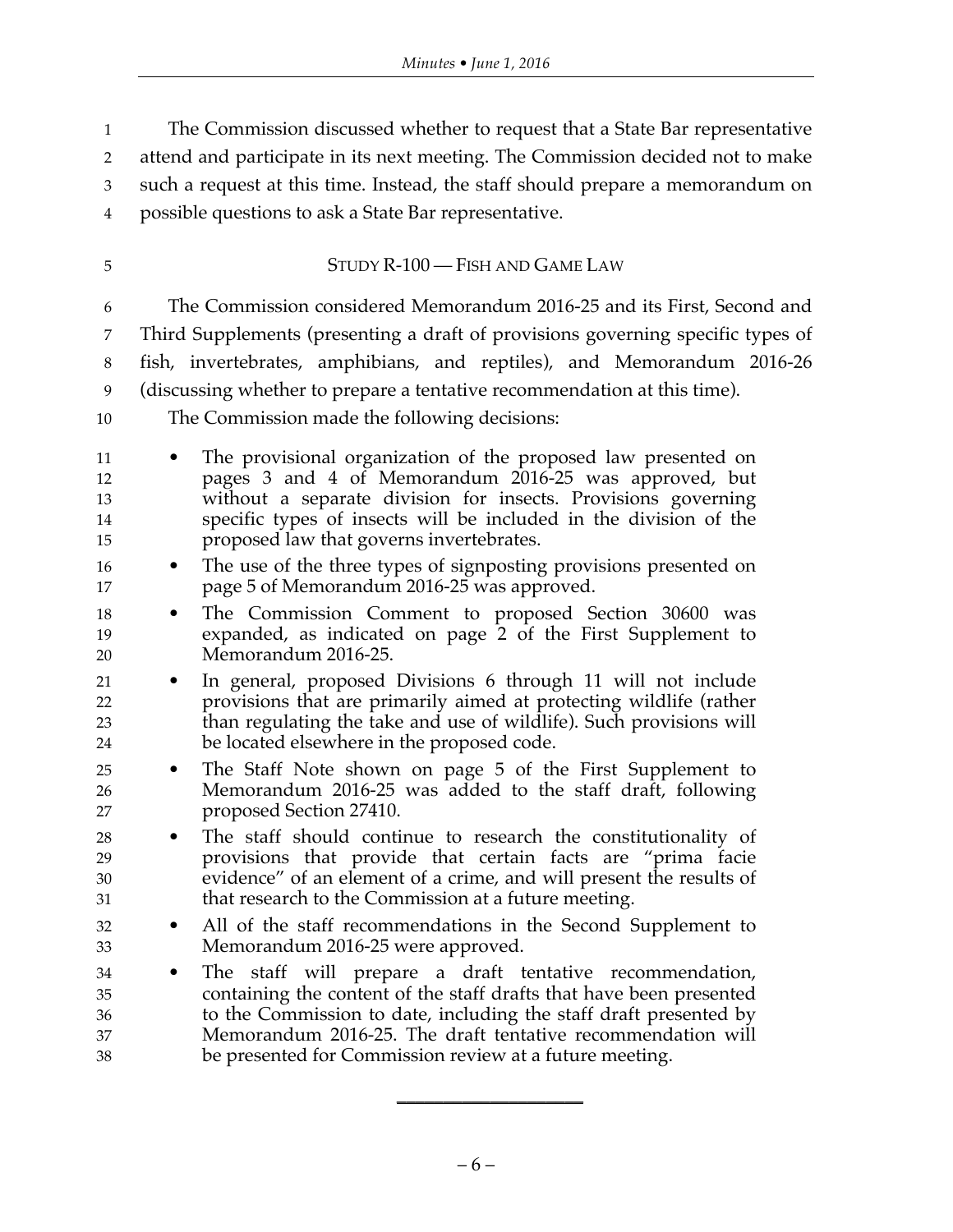The Commission discussed whether to request that a State Bar representative attend and participate in its next meeting. The Commission decided not to make such a request at this time. Instead, the staff should prepare a memorandum on possible questions to ask a State Bar representative.

## STUDY R-100 — FISH AND GAME LAW

The Commission considered Memorandum 2016-25 and its First, Second and Third Supplements (presenting a draft of provisions governing specific types of fish, invertebrates, amphibians, and reptiles), and Memorandum 2016-26 (discussing whether to prepare a tentative recommendation at this time).

The Commission made the following decisions:

- The provisional organization of the proposed law presented on pages 3 and 4 of Memorandum 2016-25 was approved, but without a separate division for insects. Provisions governing specific types of insects will be included in the division of the proposed law that governs invertebrates.
- The use of the three types of signposting provisions presented on page 5 of Memorandum 2016-25 was approved.
- The Commission Comment to proposed Section 30600 was expanded, as indicated on page 2 of the First Supplement to Memorandum 2016-25.
- In general, proposed Divisions 6 through 11 will not include provisions that are primarily aimed at protecting wildlife (rather than regulating the take and use of wildlife). Such provisions will be located elsewhere in the proposed code.
- The Staff Note shown on page 5 of the First Supplement to Memorandum 2016-25 was added to the staff draft, following proposed Section 27410.
- The staff should continue to research the constitutionality of provisions that provide that certain facts are "prima facie evidence" of an element of a crime, and will present the results of that research to the Commission at a future meeting.
- All of the staff recommendations in the Second Supplement to Memorandum 2016-25 were approved.
- The staff will prepare a draft tentative recommendation, containing the content of the staff drafts that have been presented to the Commission to date, including the staff draft presented by Memorandum 2016-25. The draft tentative recommendation will be presented for Commission review at a future meeting.